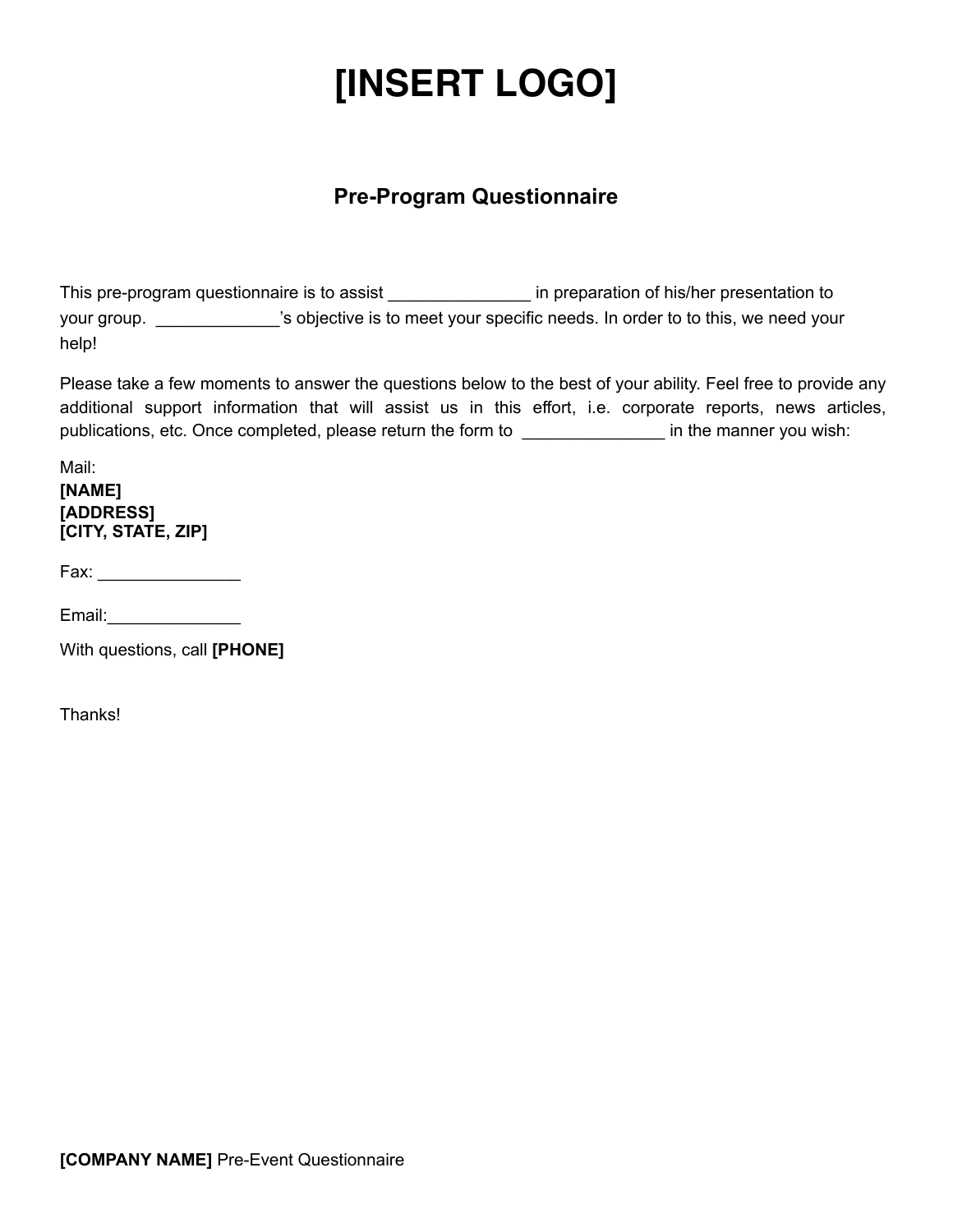# [INSERT LOGO]

## Pre-Program Questionnaire

This pre-program questionnaire is to assist _______________ in preparation of his/her presentation to your group. _____________'s objective is to meet your specific needs. In order to to this, we need your help!

Please take a few moments to answer the questions below to the best of your ability. Feel free to provide any additional support information that will assist us in this effort, i.e. corporate reports, news articles, publications, etc. Once completed, please return the form to _______________ in the manner you wish:

Mail:
**[NAME]**
**[ADDRESS]**
**[CITY, STATE, ZIP]**

Fax: _______________

Email:______________

With questions, call **[PHONE]**

Thanks!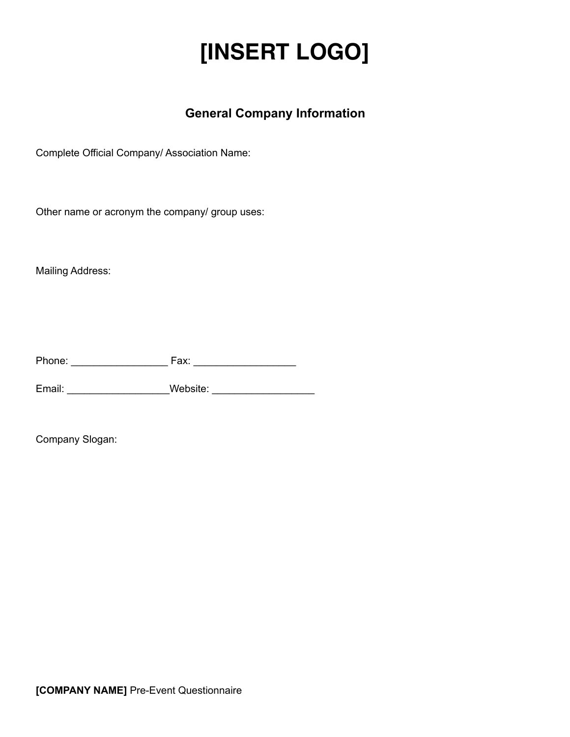# [INSERT LOGO]

## General Company Information

Complete Official Company/ Association Name:

Other name or acronym the company/ group uses:

Mailing Address:

Phone: _________________ Fax: __________________

Email: __________________Website: __________________

Company Slogan:

**[COMPANY NAME]** Pre-Event Questionnaire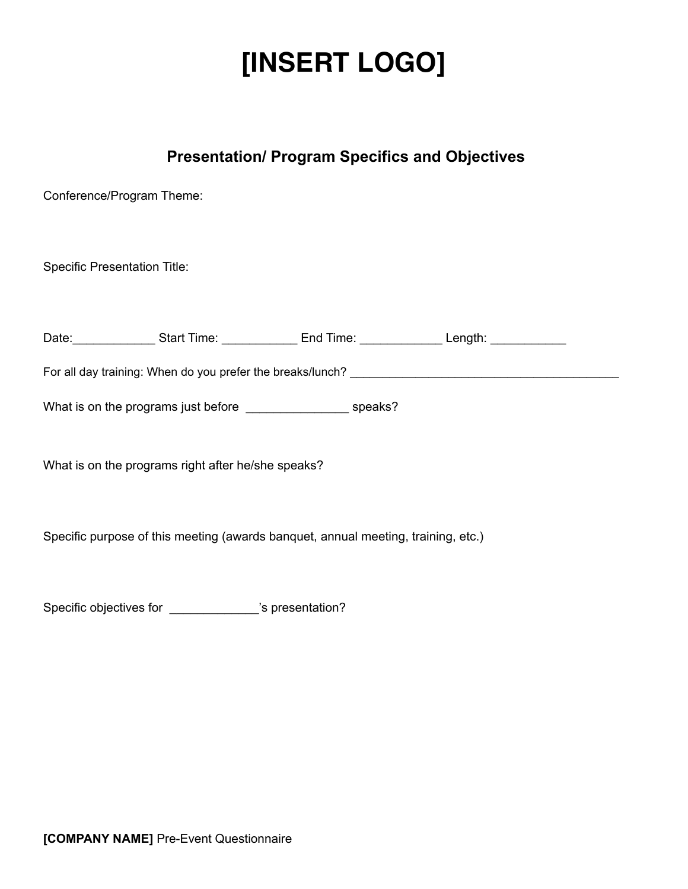# [INSERT LOGO]

## Presentation/ Program Specifics and Objectives

Conference/Program Theme:

Specific Presentation Title:

Date:____________ Start Time: ___________ End Time: ____________ Length: ___________

For all day training: When do you prefer the breaks/lunch? ________________________________________

What is on the programs just before _______________ speaks?

What is on the programs right after he/she speaks?

Specific purpose of this meeting (awards banquet, annual meeting, training, etc.)

Specific objectives for _____________'s presentation?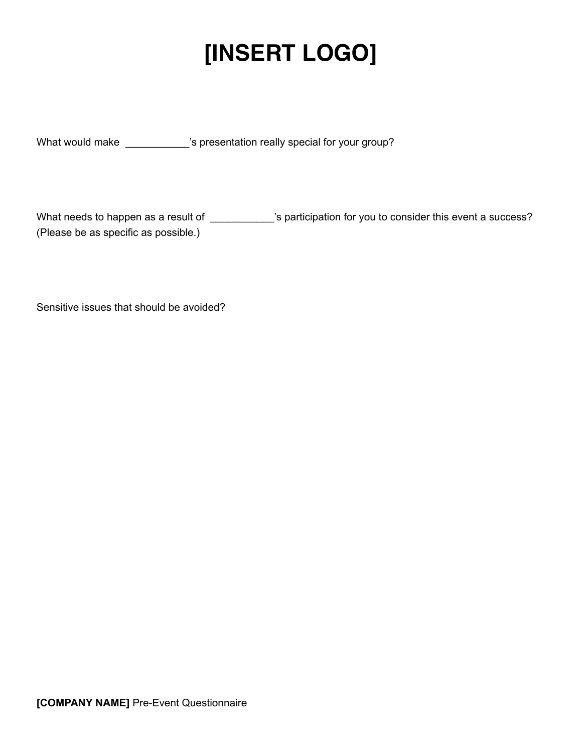# [INSERT LOGO]

What would make ___________'s presentation really special for your group?

What needs to happen as a result of ___________'s participation for you to consider this event a success? (Please be as specific as possible.)

Sensitive issues that should be avoided?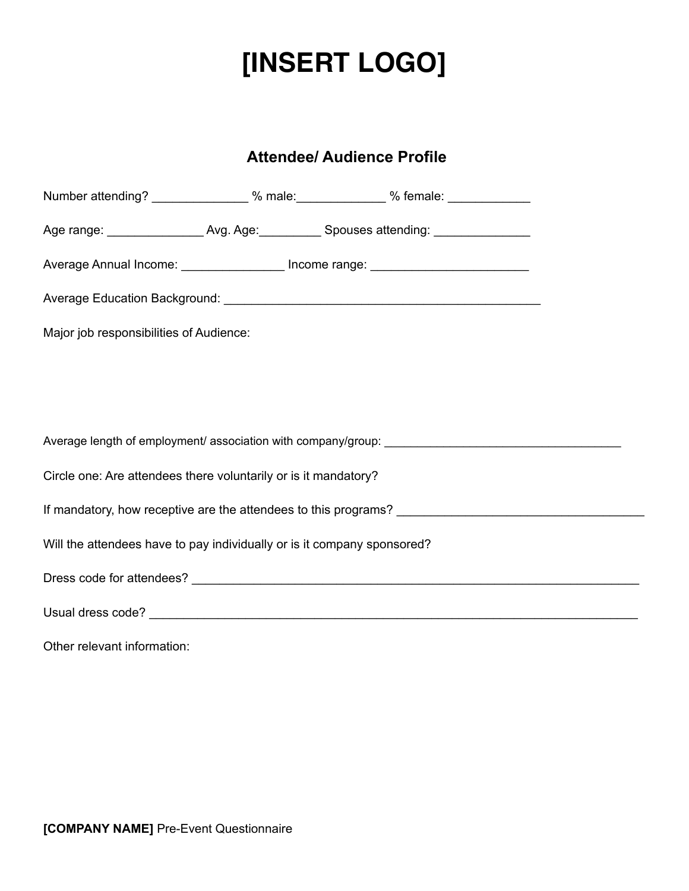# [INSERT LOGO]

## Attendee/ Audience Profile

Number attending? ______________ % male:_____________ % female: ____________

Age range: ______________ Avg. Age:_________ Spouses attending: ______________

Average Annual Income: _______________ Income range: ______________________

Average Education Background: _______________________________________________

Major job responsibilities of Audience:

Average length of employment/ association with company/group: ___________________________________

Circle one: Are attendees there voluntarily or is it mandatory?

If mandatory, how receptive are the attendees to this programs? _____________________________________

Will the attendees have to pay individually or is it company sponsored?

Dress code for attendees? ___________________________________________________________________

Usual dress code? _________________________________________________________________________

Other relevant information:

**[COMPANY NAME]** Pre-Event Questionnaire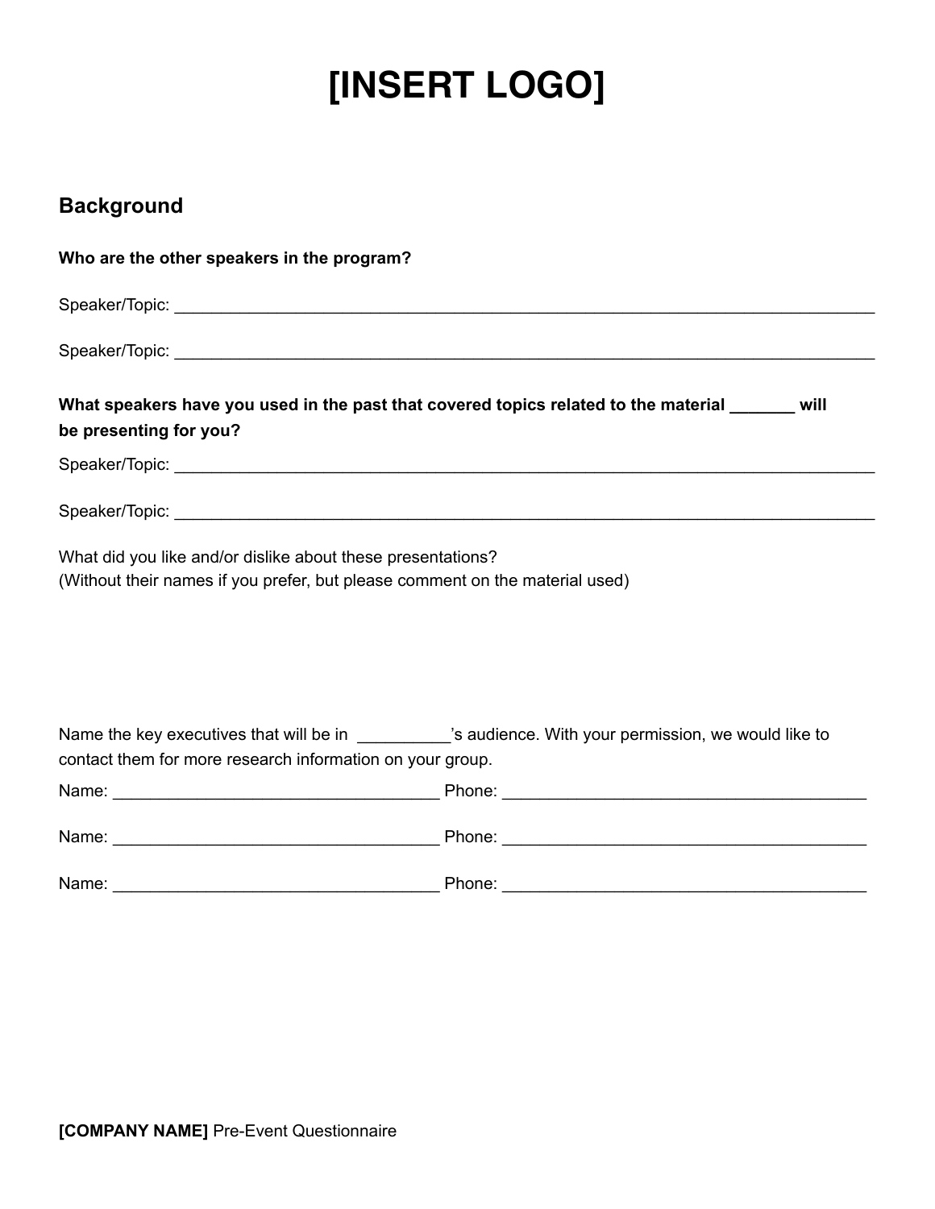# [INSERT LOGO]

## Background

**Who are the other speakers in the program?**

Speaker/Topic: ___________________________________________________________________________

Speaker/Topic: ___________________________________________________________________________

**What speakers have you used in the past that covered topics related to the material _______ will be presenting for you?**

Speaker/Topic: ___________________________________________________________________________

Speaker/Topic: ___________________________________________________________________________

What did you like and/or dislike about these presentations?
(Without their names if you prefer, but please comment on the material used)

Name the key executives that will be in __________'s audience. With your permission, we would like to contact them for more research information on your group.

Name: ___________________________________ Phone: ______________________________________

Name: ___________________________________ Phone: ______________________________________

Name: ___________________________________ Phone: ______________________________________

**[COMPANY NAME]** Pre-Event Questionnaire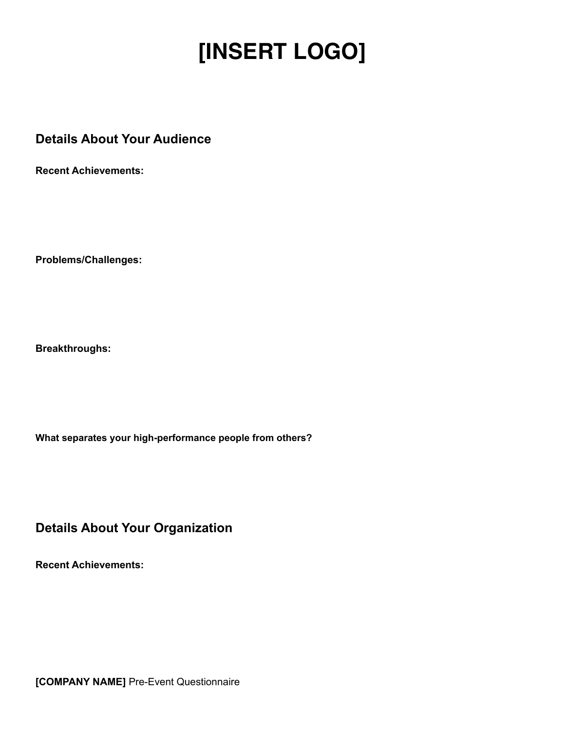# [INSERT LOGO]

## Details About Your Audience

**Recent Achievements:**

**Problems/Challenges:**

**Breakthroughs:**

**What separates your high-performance people from others?**

## Details About Your Organization

**Recent Achievements:**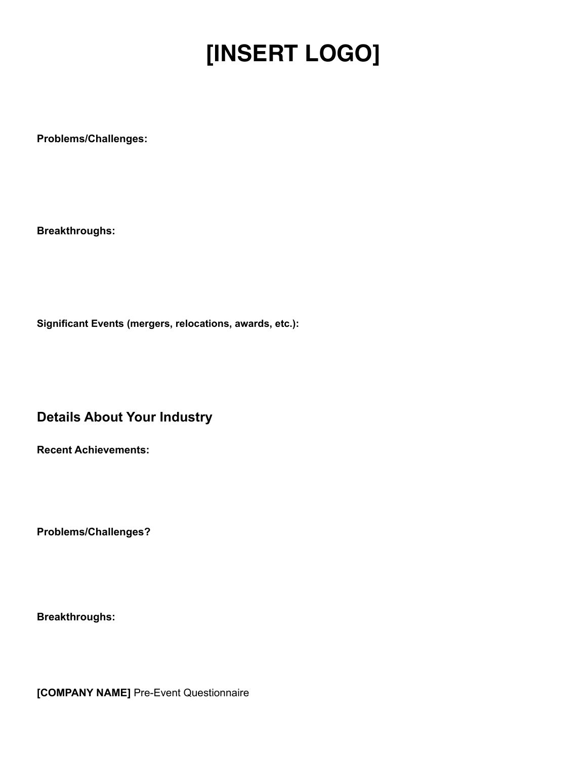# [INSERT LOGO]

**Problems/Challenges:**

**Breakthroughs:**

**Significant Events (mergers, relocations, awards, etc.):**

## Details About Your Industry

**Recent Achievements:**

**Problems/Challenges?**

**Breakthroughs:**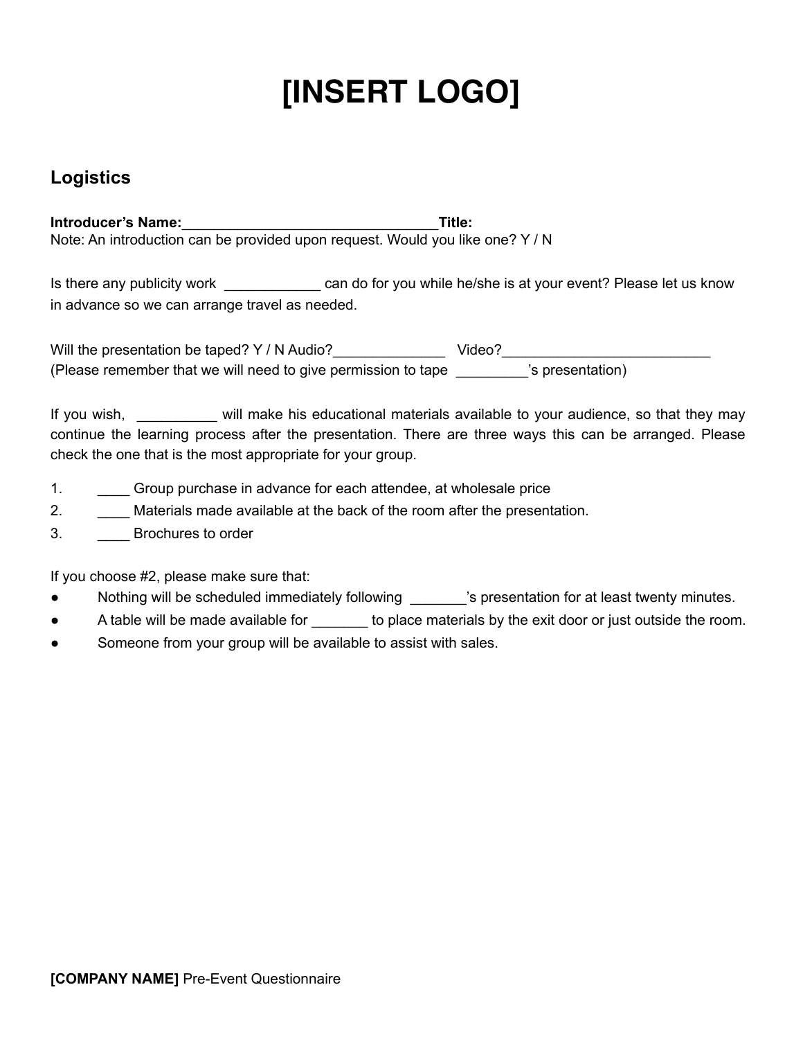# [INSERT LOGO]

## Logistics

**Introducer's Name:**\_\_\_\_\_\_\_\_\_\_\_\_\_\_\_\_\_\_\_\_\_\_\_\_\_\_\_\_\_\_\_\_**Title:**
Note: An introduction can be provided upon request. Would you like one? Y / N

Is there any publicity work \_\_\_\_\_\_\_\_\_\_\_\_ can do for you while he/she is at your event? Please let us know in advance so we can arrange travel as needed.

Will the presentation be taped? Y / N Audio?\_\_\_\_\_\_\_\_\_\_\_\_\_\_ Video?\_\_\_\_\_\_\_\_\_\_\_\_\_\_\_\_\_\_\_\_\_\_\_\_\_\_
(Please remember that we will need to give permission to tape \_\_\_\_\_\_\_\_\_'s presentation)

If you wish, \_\_\_\_\_\_\_\_\_\_ will make his educational materials available to your audience, so that they may continue the learning process after the presentation. There are three ways this can be arranged. Please check the one that is the most appropriate for your group.

1. \_\_\_\_ Group purchase in advance for each attendee, at wholesale price
2. \_\_\_\_ Materials made available at the back of the room after the presentation.
3. \_\_\_\_ Brochures to order

If you choose #2, please make sure that:

- Nothing will be scheduled immediately following \_\_\_\_\_\_\_'s presentation for at least twenty minutes.
- A table will be made available for \_\_\_\_\_\_\_ to place materials by the exit door or just outside the room.
- Someone from your group will be available to assist with sales.

**[COMPANY NAME]** Pre-Event Questionnaire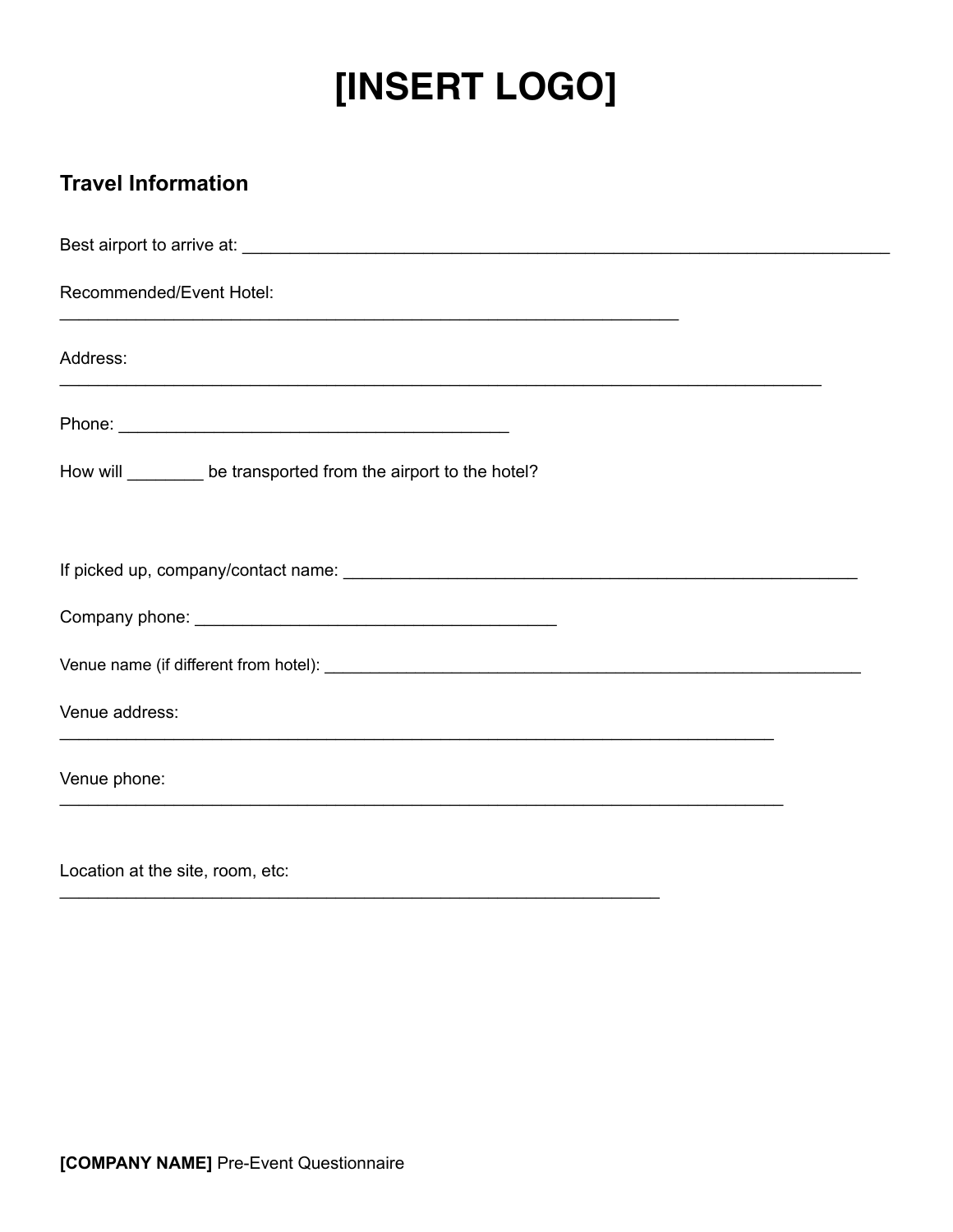# [INSERT LOGO]

## Travel Information

Best airport to arrive at: ___________________________________________________________________

Recommended/Event Hotel:
_________________________________________________________________

Address:
________________________________________________________________________________

Phone: _________________________________________

How will ________ be transported from the airport to the hotel?

If picked up, company/contact name: ______________________________________________________

Company phone: ______________________________________

Venue name (if different from hotel): ________________________________________________________

Venue address:
___________________________________________________________________________

Venue phone:
____________________________________________________________________________

Location at the site, room, etc:
_______________________________________________________________

**[COMPANY NAME]** Pre-Event Questionnaire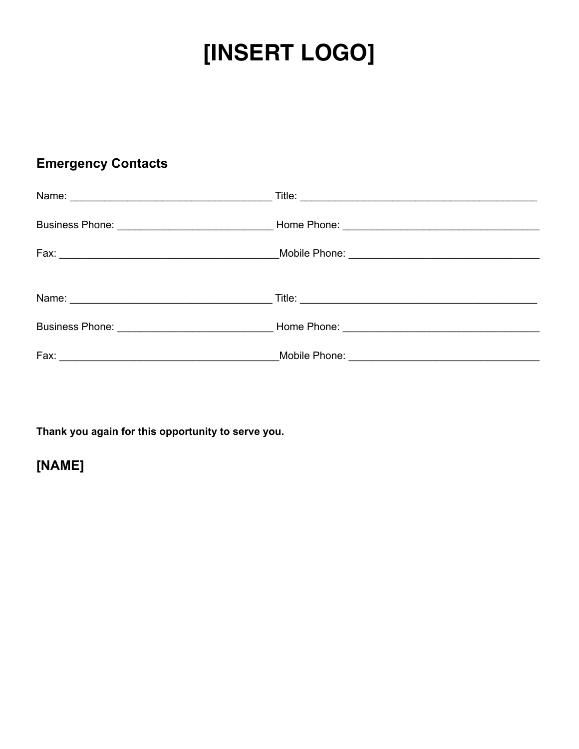# [INSERT LOGO]

## Emergency Contacts

Name: ___________________________________ Title: _________________________________________

Business Phone: ___________________________ Home Phone: __________________________________

Fax: ______________________________________Mobile Phone: _________________________________

Name: ___________________________________ Title: _________________________________________

Business Phone: ___________________________ Home Phone: __________________________________

Fax: ______________________________________Mobile Phone: _________________________________

**Thank you again for this opportunity to serve you.**

**[NAME]**